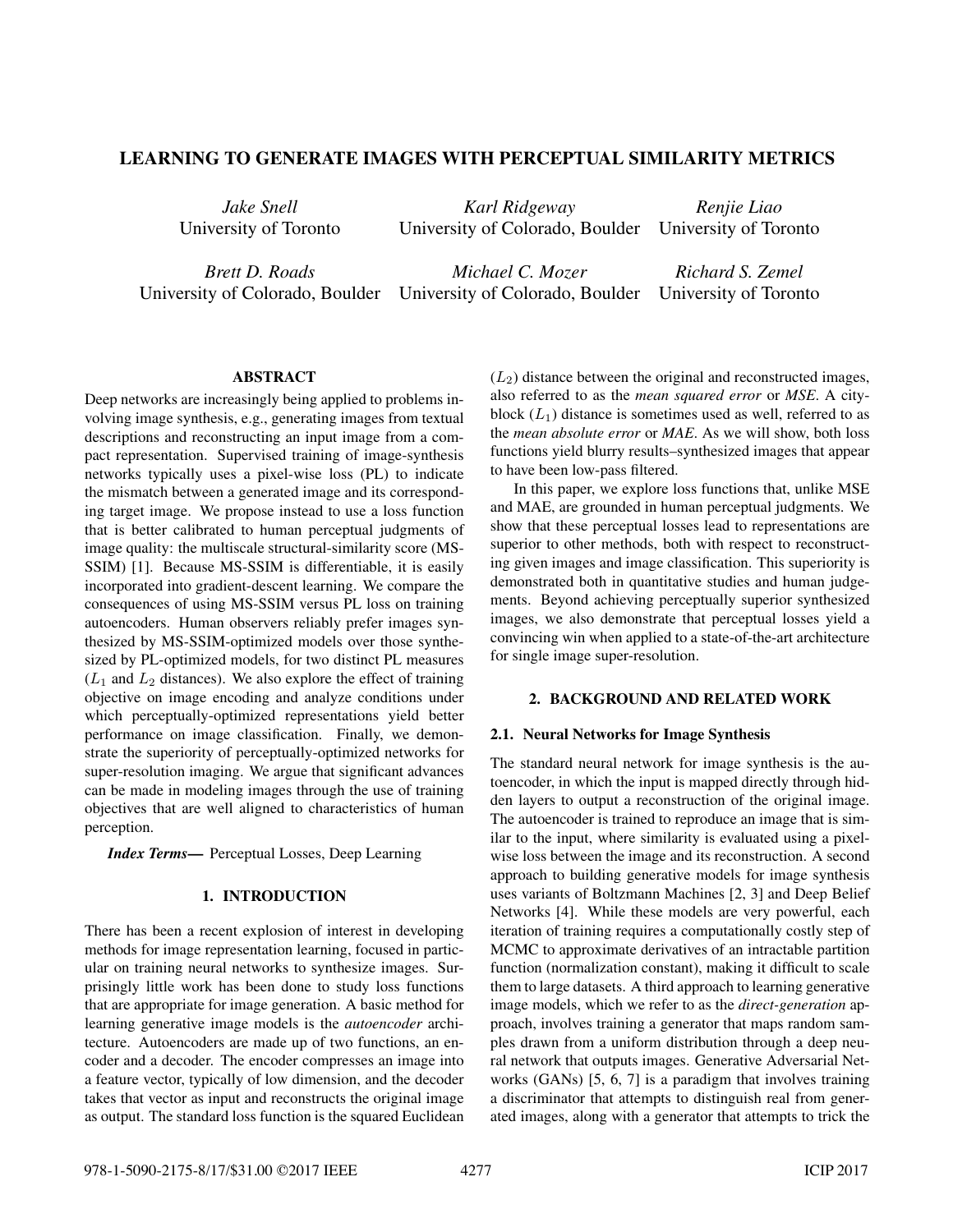# LEARNING TO GENERATE IMAGES WITH PERCEPTUAL SIMILARITY METRICS

*Jake Snell*
University of Toronto

*Karl Ridgeway*
University of Colorado, Boulder

*Renjie Liao*
University of Toronto

*Brett D. Roads*
University of Colorado, Boulder

*Michael C. Mozer*
University of Colorado, Boulder

*Richard S. Zemel*
University of Toronto

## ABSTRACT

Deep networks are increasingly being applied to problems involving image synthesis, e.g., generating images from textual descriptions and reconstructing an input image from a compact representation. Supervised training of image-synthesis networks typically uses a pixel-wise loss (PL) to indicate the mismatch between a generated image and its corresponding target image. We propose instead to use a loss function that is better calibrated to human perceptual judgments of image quality: the multiscale structural-similarity score (MS-SSIM) [1]. Because MS-SSIM is differentiable, it is easily incorporated into gradient-descent learning. We compare the consequences of using MS-SSIM versus PL loss on training autoencoders. Human observers reliably prefer images synthesized by MS-SSIM-optimized models over those synthesized by PL-optimized models, for two distinct PL measures ($L_1$ and $L_2$ distances). We also explore the effect of training objective on image encoding and analyze conditions under which perceptually-optimized representations yield better performance on image classification. Finally, we demonstrate the superiority of perceptually-optimized networks for super-resolution imaging. We argue that significant advances can be made in modeling images through the use of training objectives that are well aligned to characteristics of human perception.

***Index Terms***— Perceptual Losses, Deep Learning

## 1. INTRODUCTION

There has been a recent explosion of interest in developing methods for image representation learning, focused in particular on training neural networks to synthesize images. Surprisingly little work has been done to study loss functions that are appropriate for image generation. A basic method for learning generative image models is the *autoencoder* architecture. Autoencoders are made up of two functions, an encoder and a decoder. The encoder compresses an image into a feature vector, typically of low dimension, and the decoder takes that vector as input and reconstructs the original image as output. The standard loss function is the squared Euclidean ($L_2$) distance between the original and reconstructed images, also referred to as the *mean squared error* or *MSE*. A city-block ($L_1$) distance is sometimes used as well, referred to as the *mean absolute error* or *MAE*. As we will show, both loss functions yield blurry results–synthesized images that appear to have been low-pass filtered.

In this paper, we explore loss functions that, unlike MSE and MAE, are grounded in human perceptual judgments. We show that these perceptual losses lead to representations are superior to other methods, both with respect to reconstructing given images and image classification. This superiority is demonstrated both in quantitative studies and human judgements. Beyond achieving perceptually superior synthesized images, we also demonstrate that perceptual losses yield a convincing win when applied to a state-of-the-art architecture for single image super-resolution.

## 2. BACKGROUND AND RELATED WORK

### 2.1. Neural Networks for Image Synthesis

The standard neural network for image synthesis is the autoencoder, in which the input is mapped directly through hidden layers to output a reconstruction of the original image. The autoencoder is trained to reproduce an image that is similar to the input, where similarity is evaluated using a pixel-wise loss between the image and its reconstruction. A second approach to building generative models for image synthesis uses variants of Boltzmann Machines [2, 3] and Deep Belief Networks [4]. While these models are very powerful, each iteration of training requires a computationally costly step of MCMC to approximate derivatives of an intractable partition function (normalization constant), making it difficult to scale them to large datasets. A third approach to learning generative image models, which we refer to as the *direct-generation* approach, involves training a generator that maps random samples drawn from a uniform distribution through a deep neural network that outputs images. Generative Adversarial Networks (GANs) [5, 6, 7] is a paradigm that involves training a discriminator that attempts to distinguish real from generated images, along with a generator that attempts to trick the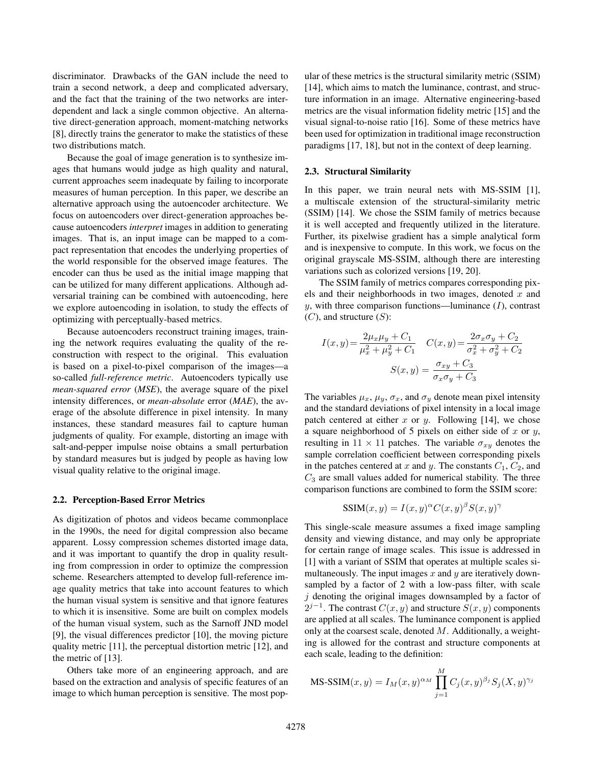discriminator. Drawbacks of the GAN include the need to train a second network, a deep and complicated adversary, and the fact that the training of the two networks are interdependent and lack a single common objective. An alternative direct-generation approach, moment-matching networks [8], directly trains the generator to make the statistics of these two distributions match.

Because the goal of image generation is to synthesize images that humans would judge as high quality and natural, current approaches seem inadequate by failing to incorporate measures of human perception. In this paper, we describe an alternative approach using the autoencoder architecture. We focus on autoencoders over direct-generation approaches because autoencoders *interpret* images in addition to generating images. That is, an input image can be mapped to a compact representation that encodes the underlying properties of the world responsible for the observed image features. The encoder can thus be used as the initial image mapping that can be utilized for many different applications. Although adversarial training can be combined with autoencoding, here we explore autoencoding in isolation, to study the effects of optimizing with perceptually-based metrics.

Because autoencoders reconstruct training images, training the network requires evaluating the quality of the reconstruction with respect to the original. This evaluation is based on a pixel-to-pixel comparison of the images—a so-called *full-reference metric*. Autoencoders typically use *mean-squared error* (*MSE*), the average square of the pixel intensity differences, or *mean-absolute* error (*MAE*), the average of the absolute difference in pixel intensity. In many instances, these standard measures fail to capture human judgments of quality. For example, distorting an image with salt-and-pepper impulse noise obtains a small perturbation by standard measures but is judged by people as having low visual quality relative to the original image.

### 2.2. Perception-Based Error Metrics

As digitization of photos and videos became commonplace in the 1990s, the need for digital compression also became apparent. Lossy compression schemes distorted image data, and it was important to quantify the drop in quality resulting from compression in order to optimize the compression scheme. Researchers attempted to develop full-reference image quality metrics that take into account features to which the human visual system is sensitive and that ignore features to which it is insensitive. Some are built on complex models of the human visual system, such as the Sarnoff JND model [9], the visual differences predictor [10], the moving picture quality metric [11], the perceptual distortion metric [12], and the metric of [13].

Others take more of an engineering approach, and are based on the extraction and analysis of specific features of an image to which human perception is sensitive. The most popular of these metrics is the structural similarity metric (SSIM) [14], which aims to match the luminance, contrast, and structure information in an image. Alternative engineering-based metrics are the visual information fidelity metric [15] and the visual signal-to-noise ratio [16]. Some of these metrics have been used for optimization in traditional image reconstruction paradigms [17, 18], but not in the context of deep learning.

### 2.3. Structural Similarity

In this paper, we train neural nets with MS-SSIM [1], a multiscale extension of the structural-similarity metric (SSIM) [14]. We chose the SSIM family of metrics because it is well accepted and frequently utilized in the literature. Further, its pixelwise gradient has a simple analytical form and is inexpensive to compute. In this work, we focus on the original grayscale MS-SSIM, although there are interesting variations such as colorized versions [19, 20].

The SSIM family of metrics compares corresponding pixels and their neighborhoods in two images, denoted $x$ and $y$, with three comparison functions—luminance ($I$), contrast ($C$), and structure ($S$):

$$I(x,y) = \frac{2\mu_x\mu_y + C_1}{\mu_x^2 + \mu_y^2 + C_1} \quad C(x,y) = \frac{2\sigma_x\sigma_y + C_2}{\sigma_x^2 + \sigma_y^2 + C_2}$$

$$S(x,y) = \frac{\sigma_{xy} + C_3}{\sigma_x\sigma_y + C_3}$$

The variables $\mu_x$, $\mu_y$, $\sigma_x$, and $\sigma_y$ denote mean pixel intensity and the standard deviations of pixel intensity in a local image patch centered at either $x$ or $y$. Following [14], we chose a square neighborhood of 5 pixels on either side of $x$ or $y$, resulting in $11 \times 11$ patches. The variable $\sigma_{xy}$ denotes the sample correlation coefficient between corresponding pixels in the patches centered at $x$ and $y$. The constants $C_1$, $C_2$, and $C_3$ are small values added for numerical stability. The three comparison functions are combined to form the SSIM score:

$$\text{SSIM}(x,y) = I(x,y)^\alpha C(x,y)^\beta S(x,y)^\gamma$$

This single-scale measure assumes a fixed image sampling density and viewing distance, and may only be appropriate for certain range of image scales. This issue is addressed in [1] with a variant of SSIM that operates at multiple scales simultaneously. The input images $x$ and $y$ are iteratively downsampled by a factor of 2 with a low-pass filter, with scale $j$ denoting the original images downsampled by a factor of $2^{j-1}$. The contrast $C(x,y)$ and structure $S(x,y)$ components are applied at all scales. The luminance component is applied only at the coarsest scale, denoted $M$. Additionally, a weighting is allowed for the contrast and structure components at each scale, leading to the definition:

$$\text{MS-SSIM}(x,y) = I_M(x,y)^{\alpha_M} \prod_{j=1}^{M} C_j(x,y)^{\beta_j} S_j(X,y)^{\gamma_j}$$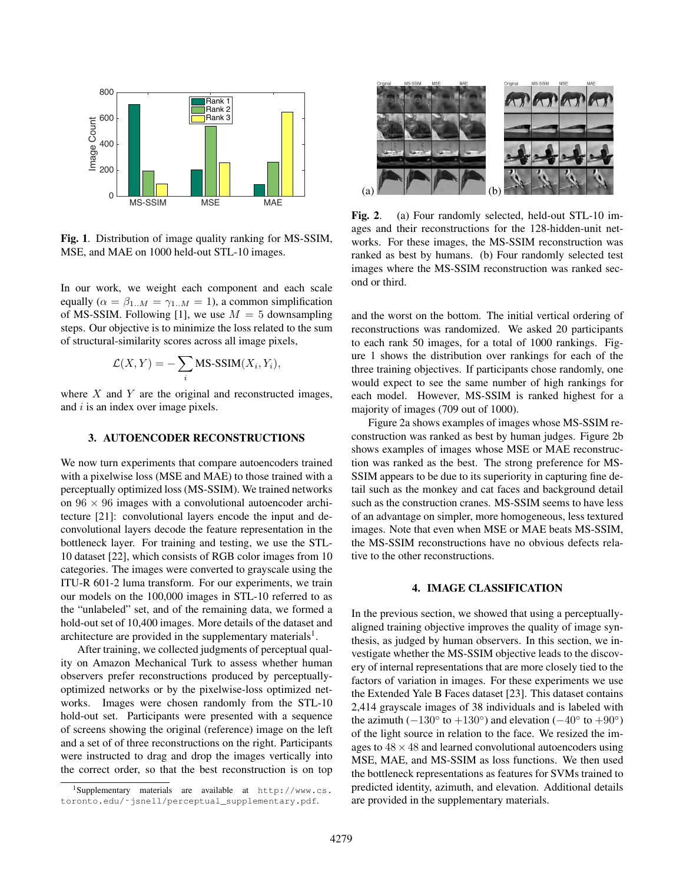**Fig. 1**. Distribution of image quality ranking for MS-SSIM, MSE, and MAE on 1000 held-out STL-10 images.

In our work, we weight each component and each scale equally ($\alpha = \beta_{1..M} = \gamma_{1..M} = 1$), a common simplification of MS-SSIM. Following [1], we use $M = 5$ downsampling steps. Our objective is to minimize the loss related to the sum of structural-similarity scores across all image pixels,

$$\mathcal{L}(X,Y) = -\sum_{i} \text{MS-SSIM}(X_i, Y_i),$$

where $X$ and $Y$ are the original and reconstructed images, and $i$ is an index over image pixels.

## 3. AUTOENCODER RECONSTRUCTIONS

We now turn experiments that compare autoencoders trained with a pixelwise loss (MSE and MAE) to those trained with a perceptually optimized loss (MS-SSIM). We trained networks on $96 \times 96$ images with a convolutional autoencoder architecture [21]: convolutional layers encode the input and deconvolutional layers decode the feature representation in the bottleneck layer. For training and testing, we use the STL-10 dataset [22], which consists of RGB color images from 10 categories. The images were converted to grayscale using the ITU-R 601-2 luma transform. For our experiments, we train our models on the 100,000 images in STL-10 referred to as the "unlabeled" set, and of the remaining data, we formed a hold-out set of 10,400 images. More details of the dataset and architecture are provided in the supplementary materials[1].

After training, we collected judgments of perceptual quality on Amazon Mechanical Turk to assess whether human observers prefer reconstructions produced by perceptually-optimized networks or by the pixelwise-loss optimized networks. Images were chosen randomly from the STL-10 hold-out set. Participants were presented with a sequence of screens showing the original (reference) image on the left and a set of of three reconstructions on the right. Participants were instructed to drag and drop the images vertically into the correct order, so that the best reconstruction is on top and the worst on the bottom. The initial vertical ordering of reconstructions was randomized. We asked 20 participants to each rank 50 images, for a total of 1000 rankings. Figure 1 shows the distribution over rankings for each of the three training objectives. If participants chose randomly, one would expect to see the same number of high rankings for each model. However, MS-SSIM is ranked highest for a majority of images (709 out of 1000).

[1] Supplementary materials are available at http://www.cs.toronto.edu/~jsnell/perceptual_supplementary.pdf.

**Fig. 2**. (a) Four randomly selected, held-out STL-10 images and their reconstructions for the 128-hidden-unit networks. For these images, the MS-SSIM reconstruction was ranked as best by humans. (b) Four randomly selected test images where the MS-SSIM reconstruction was ranked second or third.

Figure 2a shows examples of images whose MS-SSIM reconstruction was ranked as best by human judges. Figure 2b shows examples of images whose MSE or MAE reconstruction was ranked as the best. The strong preference for MS-SSIM appears to be due to its superiority in capturing fine detail such as the monkey and cat faces and background detail such as the construction cranes. MS-SSIM seems to have less of an advantage on simpler, more homogeneous, less textured images. Note that even when MSE or MAE beats MS-SSIM, the MS-SSIM reconstructions have no obvious defects relative to the other reconstructions.

## 4. IMAGE CLASSIFICATION

In the previous section, we showed that using a perceptually-aligned training objective improves the quality of image synthesis, as judged by human observers. In this section, we investigate whether the MS-SSIM objective leads to the discovery of internal representations that are more closely tied to the factors of variation in images. For these experiments we use the Extended Yale B Faces dataset [23]. This dataset contains 2,414 grayscale images of 38 individuals and is labeled with the azimuth ($-130°$ to $+130°$) and elevation ($-40°$ to $+90°$) of the light source in relation to the face. We resized the images to $48 \times 48$ and learned convolutional autoencoders using MSE, MAE, and MS-SSIM as loss functions. We then used the bottleneck representations as features for SVMs trained to predicted identity, azimuth, and elevation. Additional details are provided in the supplementary materials.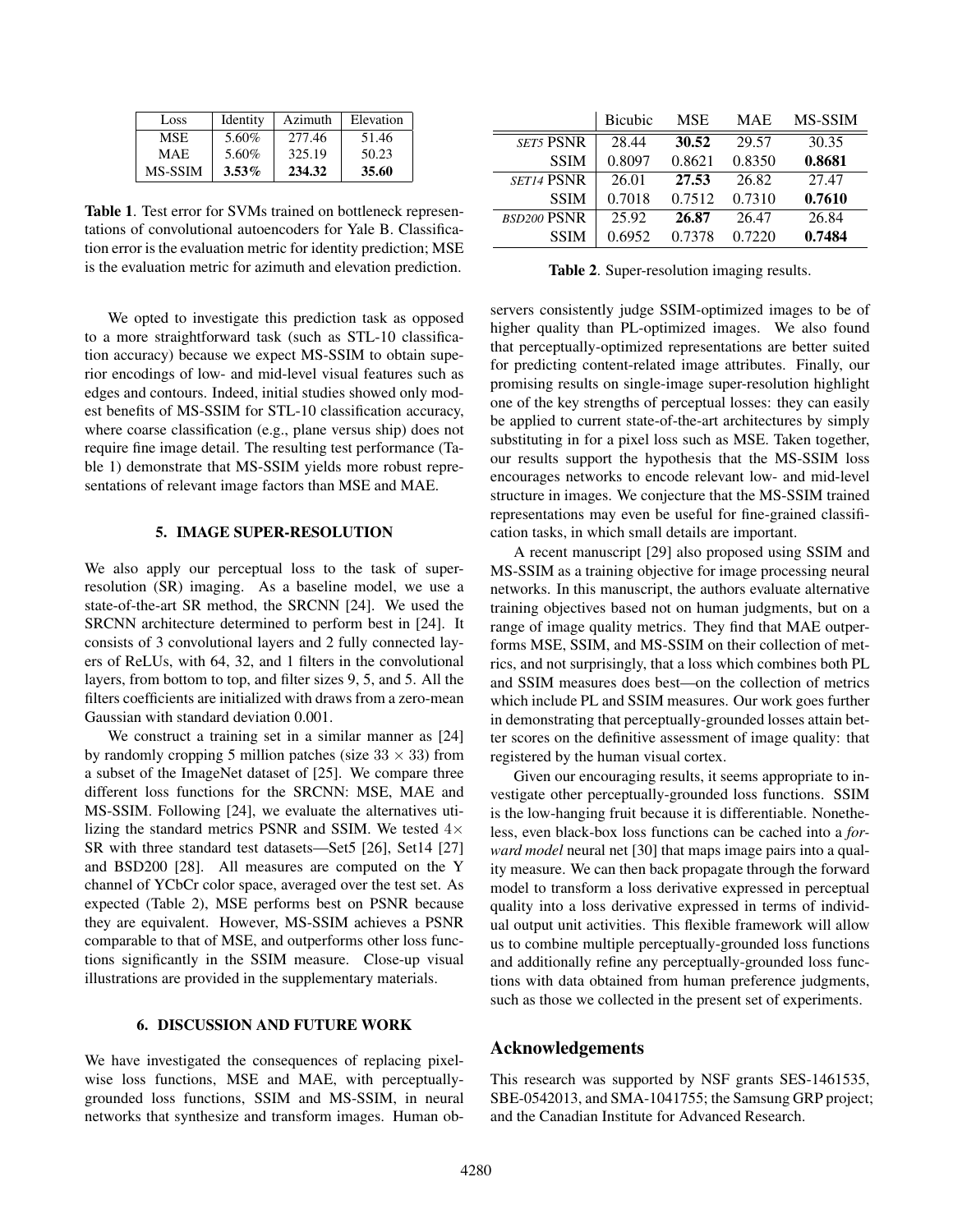| Loss | Identity | Azimuth | Elevation |
|---|---|---|---|
| MSE | 5.60% | 277.46 | 51.46 |
| MAE | 5.60% | 325.19 | 50.23 |
| MS-SSIM | **3.53%** | **234.32** | **35.60** |

**Table 1**. Test error for SVMs trained on bottleneck representations of convolutional autoencoders for Yale B. Classification error is the evaluation metric for identity prediction; MSE is the evaluation metric for azimuth and elevation prediction.

We opted to investigate this prediction task as opposed to a more straightforward task (such as STL-10 classification accuracy) because we expect MS-SSIM to obtain superior encodings of low- and mid-level visual features such as edges and contours. Indeed, initial studies showed only modest benefits of MS-SSIM for STL-10 classification accuracy, where coarse classification (e.g., plane versus ship) does not require fine image detail. The resulting test performance (Table 1) demonstrate that MS-SSIM yields more robust representations of relevant image factors than MSE and MAE.

## 5. IMAGE SUPER-RESOLUTION

We also apply our perceptual loss to the task of super-resolution (SR) imaging. As a baseline model, we use a state-of-the-art SR method, the SRCNN [24]. We used the SRCNN architecture determined to perform best in [24]. It consists of 3 convolutional layers and 2 fully connected layers of ReLUs, with 64, 32, and 1 filters in the convolutional layers, from bottom to top, and filter sizes 9, 5, and 5. All the filters coefficients are initialized with draws from a zero-mean Gaussian with standard deviation 0.001.

We construct a training set in a similar manner as [24] by randomly cropping 5 million patches (size $33 \times 33$) from a subset of the ImageNet dataset of [25]. We compare three different loss functions for the SRCNN: MSE, MAE and MS-SSIM. Following [24], we evaluate the alternatives utilizing the standard metrics PSNR and SSIM. We tested $4\times$ SR with three standard test datasets—Set5 [26], Set14 [27] and BSD200 [28]. All measures are computed on the Y channel of YCbCr color space, averaged over the test set. As expected (Table 2), MSE performs best on PSNR because they are equivalent. However, MS-SSIM achieves a PSNR comparable to that of MSE, and outperforms other loss functions significantly in the SSIM measure. Close-up visual illustrations are provided in the supplementary materials.

| | Bicubic | MSE | MAE | MS-SSIM |
|---|---|---|---|---|
| *SET5* PSNR | 28.44 | **30.52** | 29.57 | 30.35 |
| SSIM | 0.8097 | 0.8621 | 0.8350 | **0.8681** |
| *SET14* PSNR | 26.01 | **27.53** | 26.82 | 27.47 |
| SSIM | 0.7018 | 0.7512 | 0.7310 | **0.7610** |
| *BSD200* PSNR | 25.92 | **26.87** | 26.47 | 26.84 |
| SSIM | 0.6952 | 0.7378 | 0.7220 | **0.7484** |

**Table 2**. Super-resolution imaging results.

## 6. DISCUSSION AND FUTURE WORK

We have investigated the consequences of replacing pixel-wise loss functions, MSE and MAE, with perceptually-grounded loss functions, SSIM and MS-SSIM, in neural networks that synthesize and transform images. Human observers consistently judge SSIM-optimized images to be of higher quality than PL-optimized images. We also found that perceptually-optimized representations are better suited for predicting content-related image attributes. Finally, our promising results on single-image super-resolution highlight one of the key strengths of perceptual losses: they can easily be applied to current state-of-the-art architectures by simply substituting in for a pixel loss such as MSE. Taken together, our results support the hypothesis that the MS-SSIM loss encourages networks to encode relevant low- and mid-level structure in images. We conjecture that the MS-SSIM trained representations may even be useful for fine-grained classification tasks, in which small details are important.

A recent manuscript [29] also proposed using SSIM and MS-SSIM as a training objective for image processing neural networks. In this manuscript, the authors evaluate alternative training objectives based not on human judgments, but on a range of image quality metrics. They find that MAE outperforms MSE, SSIM, and MS-SSIM on their collection of metrics, and not surprisingly, that a loss which combines both PL and SSIM measures does best—on the collection of metrics which include PL and SSIM measures. Our work goes further in demonstrating that perceptually-grounded losses attain better scores on the definitive assessment of image quality: that registered by the human visual cortex.

Given our encouraging results, it seems appropriate to investigate other perceptually-grounded loss functions. SSIM is the low-hanging fruit because it is differentiable. Nonetheless, even black-box loss functions can be cached into a *forward model* neural net [30] that maps image pairs into a quality measure. We can then back propagate through the forward model to transform a loss derivative expressed in perceptual quality into a loss derivative expressed in terms of individual output unit activities. This flexible framework will allow us to combine multiple perceptually-grounded loss functions and additionally refine any perceptually-grounded loss functions with data obtained from human preference judgments, such as those we collected in the present set of experiments.

## Acknowledgements

This research was supported by NSF grants SES-1461535, SBE-0542013, and SMA-1041755; the Samsung GRP project; and the Canadian Institute for Advanced Research.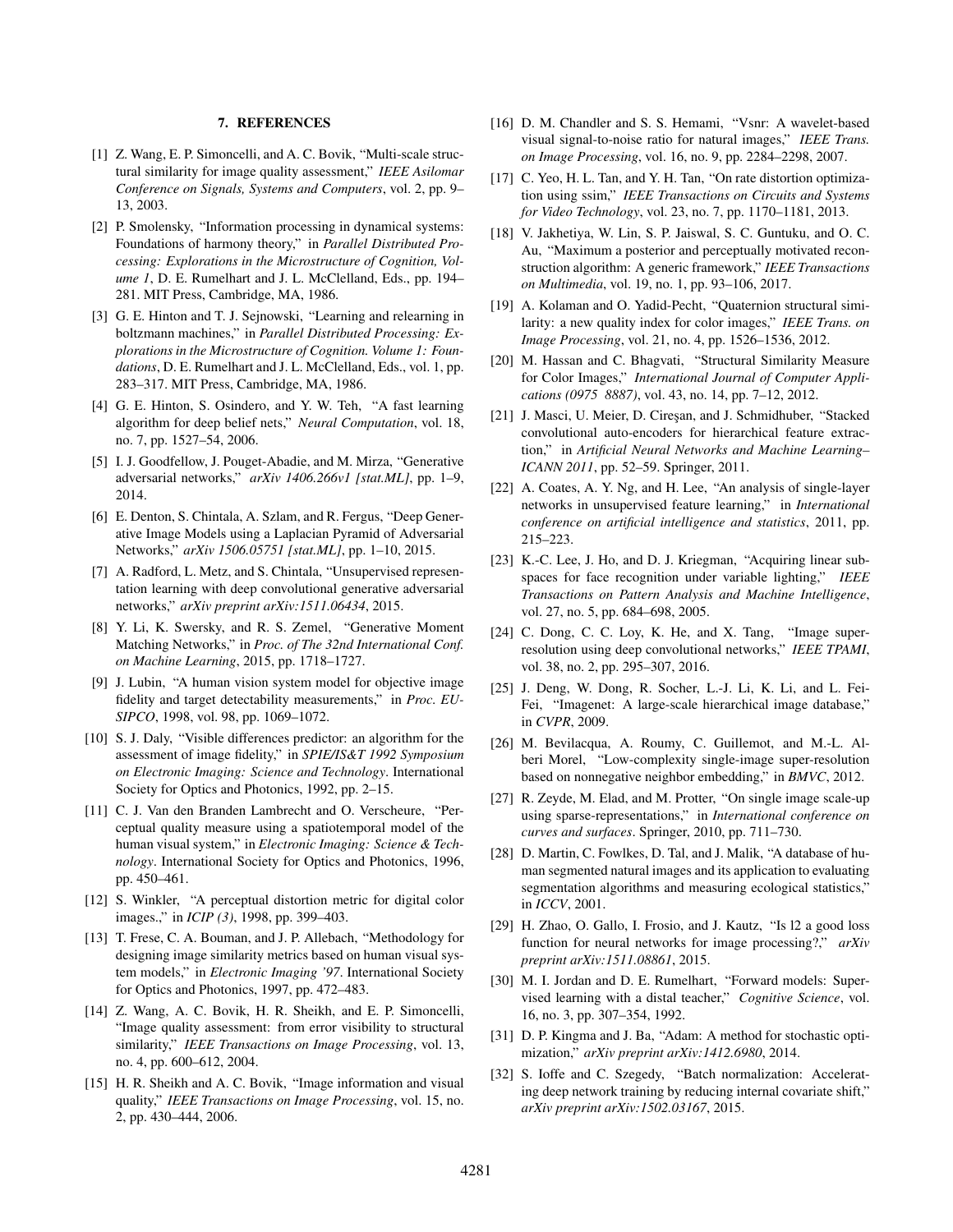## 7. REFERENCES

[1] Z. Wang, E. P. Simoncelli, and A. C. Bovik, "Multi-scale structural similarity for image quality assessment," *IEEE Asilomar Conference on Signals, Systems and Computers*, vol. 2, pp. 9–13, 2003.

[2] P. Smolensky, "Information processing in dynamical systems: Foundations of harmony theory," in *Parallel Distributed Processing: Explorations in the Microstructure of Cognition, Volume 1*, D. E. Rumelhart and J. L. McClelland, Eds., pp. 194–281. MIT Press, Cambridge, MA, 1986.

[3] G. E. Hinton and T. J. Sejnowski, "Learning and relearning in boltzmann machines," in *Parallel Distributed Processing: Explorations in the Microstructure of Cognition. Volume 1: Foundations*, D. E. Rumelhart and J. L. McClelland, Eds., vol. 1, pp. 283–317. MIT Press, Cambridge, MA, 1986.

[4] G. E. Hinton, S. Osindero, and Y. W. Teh, "A fast learning algorithm for deep belief nets," *Neural Computation*, vol. 18, no. 7, pp. 1527–54, 2006.

[5] I. J. Goodfellow, J. Pouget-Abadie, and M. Mirza, "Generative adversarial networks," *arXiv 1406.266v1 [stat.ML]*, pp. 1–9, 2014.

[6] E. Denton, S. Chintala, A. Szlam, and R. Fergus, "Deep Generative Image Models using a Laplacian Pyramid of Adversarial Networks," *arXiv 1506.05751 [stat.ML]*, pp. 1–10, 2015.

[7] A. Radford, L. Metz, and S. Chintala, "Unsupervised representation learning with deep convolutional generative adversarial networks," *arXiv preprint arXiv:1511.06434*, 2015.

[8] Y. Li, K. Swersky, and R. S. Zemel, "Generative Moment Matching Networks," in *Proc. of The 32nd International Conf. on Machine Learning*, 2015, pp. 1718–1727.

[9] J. Lubin, "A human vision system model for objective image fidelity and target detectability measurements," in *Proc. EUSIPCO*, 1998, vol. 98, pp. 1069–1072.

[10] S. J. Daly, "Visible differences predictor: an algorithm for the assessment of image fidelity," in *SPIE/IS&T 1992 Symposium on Electronic Imaging: Science and Technology*. International Society for Optics and Photonics, 1992, pp. 2–15.

[11] C. J. Van den Branden Lambrecht and O. Verscheure, "Perceptual quality measure using a spatiotemporal model of the human visual system," in *Electronic Imaging: Science & Technology*. International Society for Optics and Photonics, 1996, pp. 450–461.

[12] S. Winkler, "A perceptual distortion metric for digital color images.," in *ICIP (3)*, 1998, pp. 399–403.

[13] T. Frese, C. A. Bouman, and J. P. Allebach, "Methodology for designing image similarity metrics based on human visual system models," in *Electronic Imaging '97*. International Society for Optics and Photonics, 1997, pp. 472–483.

[14] Z. Wang, A. C. Bovik, H. R. Sheikh, and E. P. Simoncelli, "Image quality assessment: from error visibility to structural similarity," *IEEE Transactions on Image Processing*, vol. 13, no. 4, pp. 600–612, 2004.

[15] H. R. Sheikh and A. C. Bovik, "Image information and visual quality," *IEEE Transactions on Image Processing*, vol. 15, no. 2, pp. 430–444, 2006.

[16] D. M. Chandler and S. S. Hemami, "Vsnr: A wavelet-based visual signal-to-noise ratio for natural images," *IEEE Trans. on Image Processing*, vol. 16, no. 9, pp. 2284–2298, 2007.

[17] C. Yeo, H. L. Tan, and Y. H. Tan, "On rate distortion optimization using ssim," *IEEE Transactions on Circuits and Systems for Video Technology*, vol. 23, no. 7, pp. 1170–1181, 2013.

[18] V. Jakhetiya, W. Lin, S. P. Jaiswal, S. C. Guntuku, and O. C. Au, "Maximum a posterior and perceptually motivated reconstruction algorithm: A generic framework," *IEEE Transactions on Multimedia*, vol. 19, no. 1, pp. 93–106, 2017.

[19] A. Kolaman and O. Yadid-Pecht, "Quaternion structural similarity: a new quality index for color images," *IEEE Trans. on Image Processing*, vol. 21, no. 4, pp. 1526–1536, 2012.

[20] M. Hassan and C. Bhagvati, "Structural Similarity Measure for Color Images," *International Journal of Computer Applications (0975 8887)*, vol. 43, no. 14, pp. 7–12, 2012.

[21] J. Masci, U. Meier, D. Cireşan, and J. Schmidhuber, "Stacked convolutional auto-encoders for hierarchical feature extraction," in *Artificial Neural Networks and Machine Learning–ICANN 2011*, pp. 52–59. Springer, 2011.

[22] A. Coates, A. Y. Ng, and H. Lee, "An analysis of single-layer networks in unsupervised feature learning," in *International conference on artificial intelligence and statistics*, 2011, pp. 215–223.

[23] K.-C. Lee, J. Ho, and D. J. Kriegman, "Acquiring linear subspaces for face recognition under variable lighting," *IEEE Transactions on Pattern Analysis and Machine Intelligence*, vol. 27, no. 5, pp. 684–698, 2005.

[24] C. Dong, C. C. Loy, K. He, and X. Tang, "Image super-resolution using deep convolutional networks," *IEEE TPAMI*, vol. 38, no. 2, pp. 295–307, 2016.

[25] J. Deng, W. Dong, R. Socher, L.-J. Li, K. Li, and L. Fei-Fei, "Imagenet: A large-scale hierarchical image database," in *CVPR*, 2009.

[26] M. Bevilacqua, A. Roumy, C. Guillemot, and M.-L. Alberi Morel, "Low-complexity single-image super-resolution based on nonnegative neighbor embedding," in *BMVC*, 2012.

[27] R. Zeyde, M. Elad, and M. Protter, "On single image scale-up using sparse-representations," in *International conference on curves and surfaces*. Springer, 2010, pp. 711–730.

[28] D. Martin, C. Fowlkes, D. Tal, and J. Malik, "A database of human segmented natural images and its application to evaluating segmentation algorithms and measuring ecological statistics," in *ICCV*, 2001.

[29] H. Zhao, O. Gallo, I. Frosio, and J. Kautz, "Is l2 a good loss function for neural networks for image processing?," *arXiv preprint arXiv:1511.08861*, 2015.

[30] M. I. Jordan and D. E. Rumelhart, "Forward models: Supervised learning with a distal teacher," *Cognitive Science*, vol. 16, no. 3, pp. 307–354, 1992.

[31] D. P. Kingma and J. Ba, "Adam: A method for stochastic optimization," *arXiv preprint arXiv:1412.6980*, 2014.

[32] S. Ioffe and C. Szegedy, "Batch normalization: Accelerating deep network training by reducing internal covariate shift," *arXiv preprint arXiv:1502.03167*, 2015.